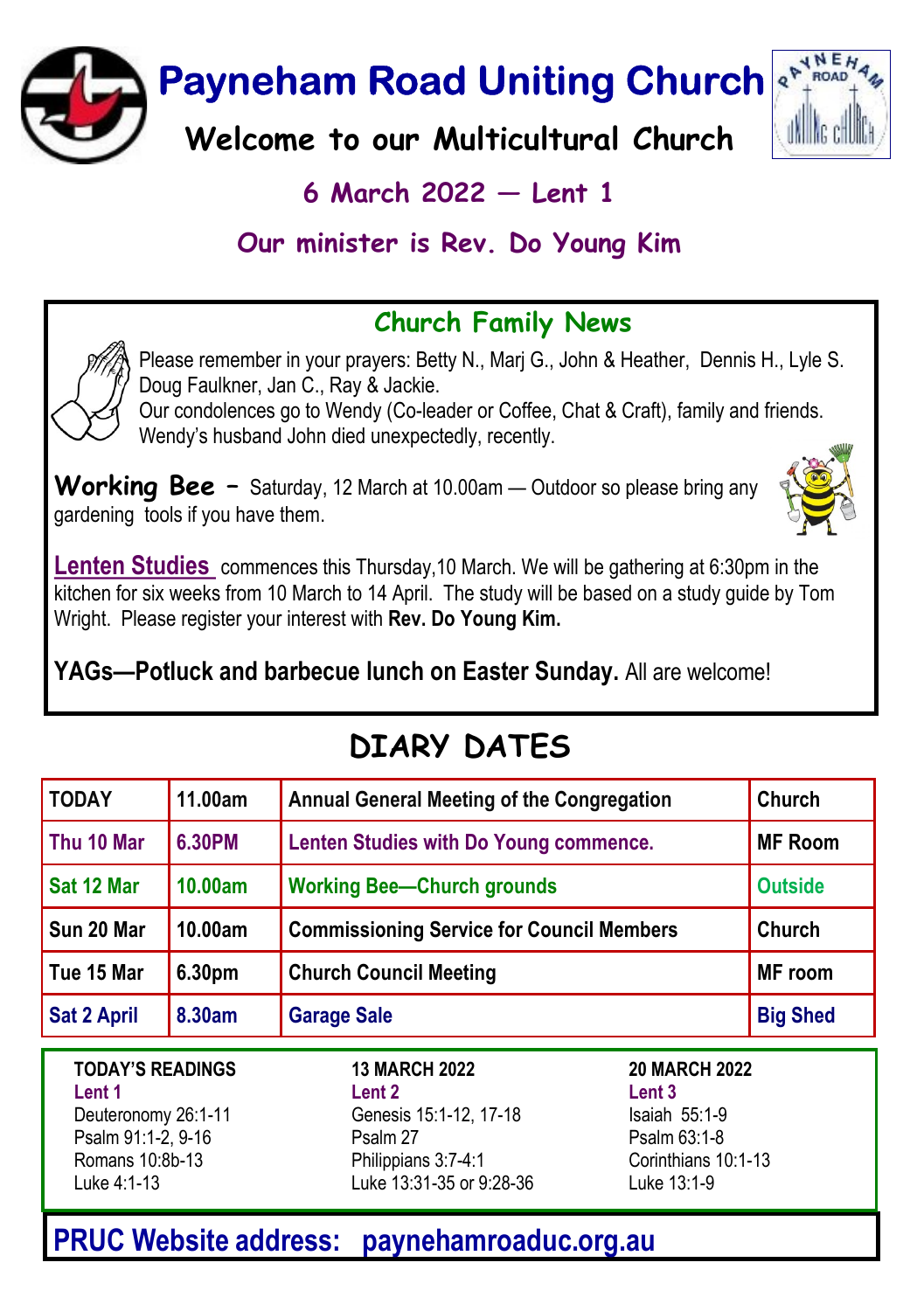# Payneham Road Uniting Church

## Welcome to our Multicultural Church

### 6 March 2022 — Lent 1

### Our minister is Rev. Do Young Kim

## Church Family News

Please remember in your prayers: Betty N., Marj G., John & Heather, Dennis H., Lyle S. Doug Faulkner, Jan C., Ray & Jackie.
Our condolences go to Wendy (Co-leader or Coffee, Chat & Craft), family and friends. Wendy's husband John died unexpectedly, recently.

**Working Bee** – Saturday, 12 March at 10.00am — Outdoor so please bring any gardening tools if you have them.

**Lenten Studies** commences this Thursday,10 March. We will be gathering at 6:30pm in the kitchen for six weeks from 10 March to 14 April. The study will be based on a study guide by Tom Wright. Please register your interest with **Rev. Do Young Kim.**

**YAGs—Potluck and barbecue lunch on Easter Sunday.** All are welcome!

## DIARY DATES

| | | | |
|---|---|---|---|
| TODAY | 11.00am | Annual General Meeting of the Congregation | Church |
| Thu 10 Mar | 6.30PM | Lenten Studies with Do Young commence. | MF Room |
| Sat 12 Mar | 10.00am | Working Bee—Church grounds | Outside |
| Sun 20 Mar | 10.00am | Commissioning Service for Council Members | Church |
| Tue 15 Mar | 6.30pm | Church Council Meeting | MF room |
| Sat 2 April | 8.30am | Garage Sale | Big Shed |

**TODAY'S READINGS**
Lent 1
Deuteronomy 26:1-11
Psalm 91:1-2, 9-16
Romans 10:8b-13
Luke 4:1-13

**13 MARCH 2022**
Lent 2
Genesis 15:1-12, 17-18
Psalm 27
Philippians 3:7-4:1
Luke 13:31-35 or 9:28-36

**20 MARCH 2022**
Lent 3
Isaiah 55:1-9
Psalm 63:1-8
Corinthians 10:1-13
Luke 13:1-9

**PRUC Website address: paynehamroaduc.org.au**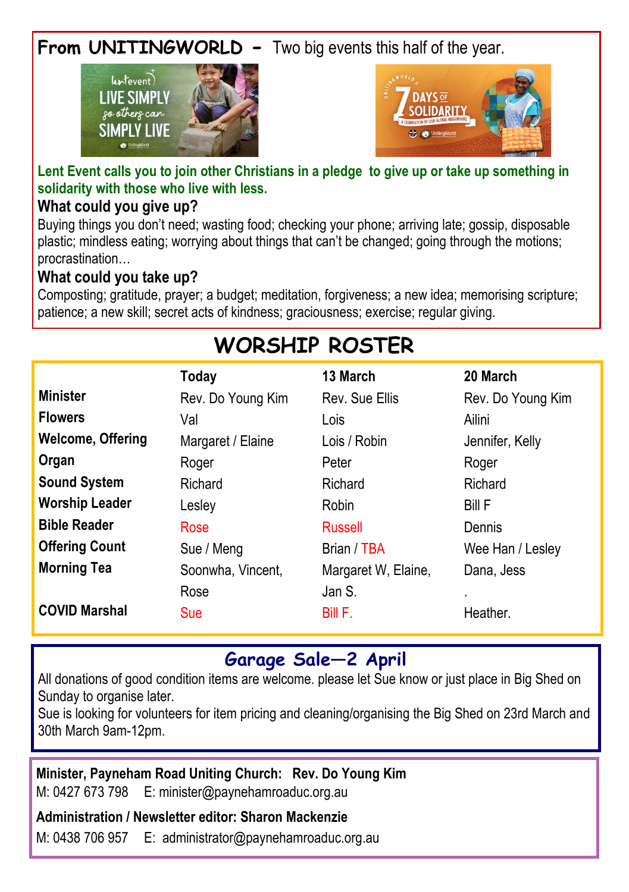## From UNITINGWORLD - Two big events this half of the year.

**Lent Event calls you to join other Christians in a pledge to give up or take up something in solidarity with those who live with less.**

**What could you give up?**

Buying things you don't need; wasting food; checking your phone; arriving late; gossip, disposable plastic; mindless eating; worrying about things that can't be changed; going through the motions; procrastination…

**What could you take up?**

Composting; gratitude, prayer; a budget; meditation, forgiveness; a new idea; memorising scripture; patience; a new skill; secret acts of kindness; graciousness; exercise; regular giving.

## WORSHIP ROSTER

| | Today | 13 March | 20 March |
|---|---|---|---|
| **Minister** | Rev. Do Young Kim | Rev. Sue Ellis | Rev. Do Young Kim |
| **Flowers** | Val | Lois | Ailini |
| **Welcome, Offering** | Margaret / Elaine | Lois / Robin | Jennifer, Kelly |
| **Organ** | Roger | Peter | Roger |
| **Sound System** | Richard | Richard | Richard |
| **Worship Leader** | Lesley | Robin | Bill F |
| **Bible Reader** | Rose | Russell | Dennis |
| **Offering Count** | Sue / Meng | Brian / TBA | Wee Han / Lesley |
| **Morning Tea** | Soonwha, Vincent, Rose | Margaret W, Elaine, Jan S. | Dana, Jess . |
| **COVID Marshal** | Sue | Bill F. | Heather. |

## Garage Sale—2 April

All donations of good condition items are welcome. please let Sue know or just place in Big Shed on Sunday to organise later.

Sue is looking for volunteers for item pricing and cleaning/organising the Big Shed on 23rd March and 30th March 9am-12pm.

**Minister, Payneham Road Uniting Church: Rev. Do Young Kim**
M: 0427 673 798 E: minister@paynehamroaduc.org.au

**Administration / Newsletter editor: Sharon Mackenzie**
M: 0438 706 957 E: administrator@paynehamroaduc.org.au